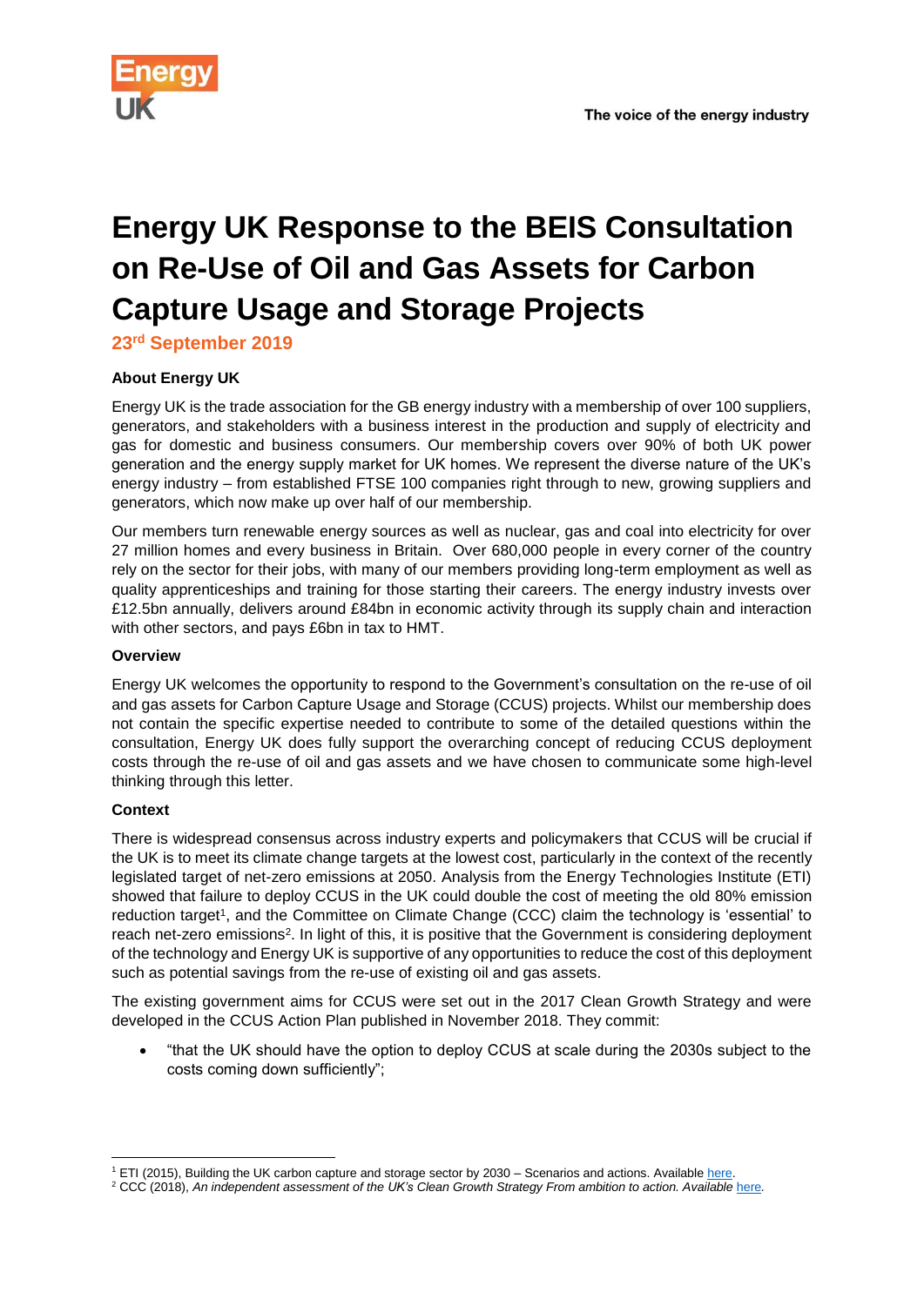# Energy UK Response to the BEIS Consultation on Re-Use of Oil and Gas Assets for Carbon Capture Usage and Storage Projects

**23rd September 2019**

### About Energy UK

Energy UK is the trade association for the GB energy industry with a membership of over 100 suppliers, generators, and stakeholders with a business interest in the production and supply of electricity and gas for domestic and business consumers. Our membership covers over 90% of both UK power generation and the energy supply market for UK homes. We represent the diverse nature of the UK's energy industry – from established FTSE 100 companies right through to new, growing suppliers and generators, which now make up over half of our membership.

Our members turn renewable energy sources as well as nuclear, gas and coal into electricity for over 27 million homes and every business in Britain. Over 680,000 people in every corner of the country rely on the sector for their jobs, with many of our members providing long-term employment as well as quality apprenticeships and training for those starting their careers. The energy industry invests over £12.5bn annually, delivers around £84bn in economic activity through its supply chain and interaction with other sectors, and pays £6bn in tax to HMT.

### Overview

Energy UK welcomes the opportunity to respond to the Government's consultation on the re-use of oil and gas assets for Carbon Capture Usage and Storage (CCUS) projects. Whilst our membership does not contain the specific expertise needed to contribute to some of the detailed questions within the consultation, Energy UK does fully support the overarching concept of reducing CCUS deployment costs through the re-use of oil and gas assets and we have chosen to communicate some high-level thinking through this letter.

### Context

There is widespread consensus across industry experts and policymakers that CCUS will be crucial if the UK is to meet its climate change targets at the lowest cost, particularly in the context of the recently legislated target of net-zero emissions at 2050. Analysis from the Energy Technologies Institute (ETI) showed that failure to deploy CCUS in the UK could double the cost of meeting the old 80% emission reduction target[1], and the Committee on Climate Change (CCC) claim the technology is 'essential' to reach net-zero emissions[2]. In light of this, it is positive that the Government is considering deployment of the technology and Energy UK is supportive of any opportunities to reduce the cost of this deployment such as potential savings from the re-use of existing oil and gas assets.

The existing government aims for CCUS were set out in the 2017 Clean Growth Strategy and were developed in the CCUS Action Plan published in November 2018. They commit:

- "that the UK should have the option to deploy CCUS at scale during the 2030s subject to the costs coming down sufficiently";

---

[1] ETI (2015), Building the UK carbon capture and storage sector by 2030 – Scenarios and actions. Available here.

[2] CCC (2018), *An independent assessment of the UK's Clean Growth Strategy From ambition to action. Available* here.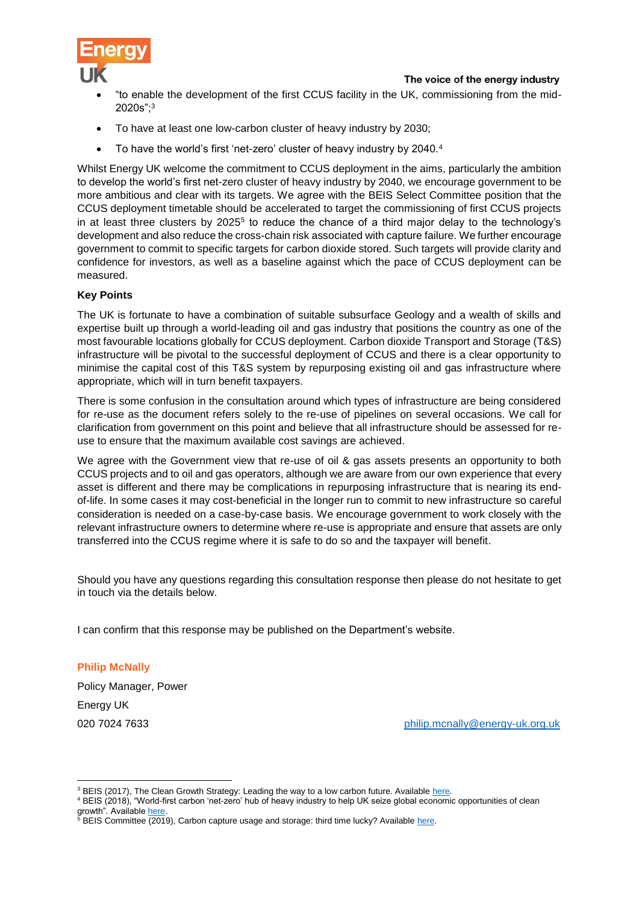- "to enable the development of the first CCUS facility in the UK, commissioning from the mid-2020s";[3]
- To have at least one low-carbon cluster of heavy industry by 2030;
- To have the world's first 'net-zero' cluster of heavy industry by 2040.[4]

Whilst Energy UK welcome the commitment to CCUS deployment in the aims, particularly the ambition to develop the world's first net-zero cluster of heavy industry by 2040, we encourage government to be more ambitious and clear with its targets. We agree with the BEIS Select Committee position that the CCUS deployment timetable should be accelerated to target the commissioning of first CCUS projects in at least three clusters by 2025[5] to reduce the chance of a third major delay to the technology's development and also reduce the cross-chain risk associated with capture failure. We further encourage government to commit to specific targets for carbon dioxide stored. Such targets will provide clarity and confidence for investors, as well as a baseline against which the pace of CCUS deployment can be measured.

**Key Points**

The UK is fortunate to have a combination of suitable subsurface Geology and a wealth of skills and expertise built up through a world-leading oil and gas industry that positions the country as one of the most favourable locations globally for CCUS deployment. Carbon dioxide Transport and Storage (T&S) infrastructure will be pivotal to the successful deployment of CCUS and there is a clear opportunity to minimise the capital cost of this T&S system by repurposing existing oil and gas infrastructure where appropriate, which will in turn benefit taxpayers.

There is some confusion in the consultation around which types of infrastructure are being considered for re-use as the document refers solely to the re-use of pipelines on several occasions. We call for clarification from government on this point and believe that all infrastructure should be assessed for re-use to ensure that the maximum available cost savings are achieved.

We agree with the Government view that re-use of oil & gas assets presents an opportunity to both CCUS projects and to oil and gas operators, although we are aware from our own experience that every asset is different and there may be complications in repurposing infrastructure that is nearing its end-of-life. In some cases it may cost-beneficial in the longer run to commit to new infrastructure so careful consideration is needed on a case-by-case basis. We encourage government to work closely with the relevant infrastructure owners to determine where re-use is appropriate and ensure that assets are only transferred into the CCUS regime where it is safe to do so and the taxpayer will benefit.

Should you have any questions regarding this consultation response then please do not hesitate to get in touch via the details below.

I can confirm that this response may be published on the Department's website.

**Philip McNally**

Policy Manager, Power

Energy UK

020 7024 7633

philip.mcnally@energy-uk.org.uk

---

[3] BEIS (2017), The Clean Growth Strategy: Leading the way to a low carbon future. Available here.

[4] BEIS (2018), "World-first carbon 'net-zero' hub of heavy industry to help UK seize global economic opportunities of clean growth". Available here.

[5] BEIS Committee (2019), Carbon capture usage and storage: third time lucky? Available here.